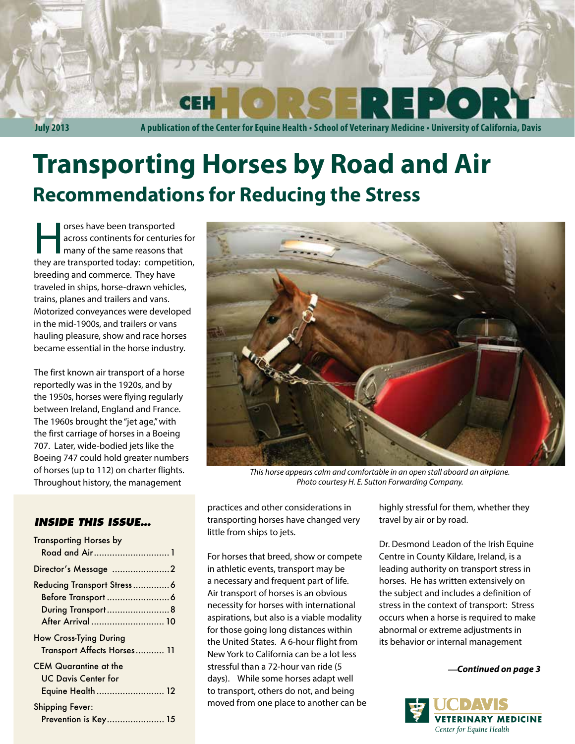# Transporting Horses by Road and Air

## Recommendations for Reducing the Stress

Horses have been transported across continents for centuries for many of the same reasons that they are transported today: competition, breeding and commerce. They have traveled in ships, horse-drawn vehicles, trains, planes and trailers and vans. Motorized conveyances were developed in the mid-1900s, and trailers or vans hauling pleasure, show and race horses became essential in the horse industry.

The first known air transport of a horse reportedly was in the 1920s, and by the 1950s, horses were flying regularly between Ireland, England and France. The 1960s brought the "jet age," with the first carriage of horses in a Boeing 707. Later, wide-bodied jets like the Boeing 747 could hold greater numbers of horses (up to 112) on charter flights. Throughout history, the management practices and other considerations in transporting horses have changed very little from ships to jets.

*This horse appears calm and comfortable in an open stall aboard an airplane. Photo courtesy H. E. Sutton Forwarding Company.*

For horses that breed, show or compete in athletic events, transport may be a necessary and frequent part of life. Air transport of horses is an obvious necessity for horses with international aspirations, but also is a viable modality for those going long distances within the United States. A 6-hour flight from New York to California can be a lot less stressful than a 72-hour van ride (5 days). While some horses adapt well to transport, others do not, and being moved from one place to another can be highly stressful for them, whether they travel by air or by road.

Dr. Desmond Leadon of the Irish Equine Centre in County Kildare, Ireland, is a leading authority on transport stress in horses. He has written extensively on the subject and includes a definition of stress in the context of transport: Stress occurs when a horse is required to make abnormal or extreme adjustments in its behavior or internal management

***—Continued on page 3***

### *INSIDE THIS ISSUE...*

- Transporting Horses by Road and Air ........ 1
- Director's Message ........ 2
- Reducing Transport Stress ........ 6
  - Before Transport ........ 6
  - During Transport ........ 8
  - After Arrival ........ 10
- How Cross-Tying During Transport Affects Horses ........ 11
- CEM Quarantine at the UC Davis Center for Equine Health ........ 12
- Shipping Fever: Prevention is Key ........ 15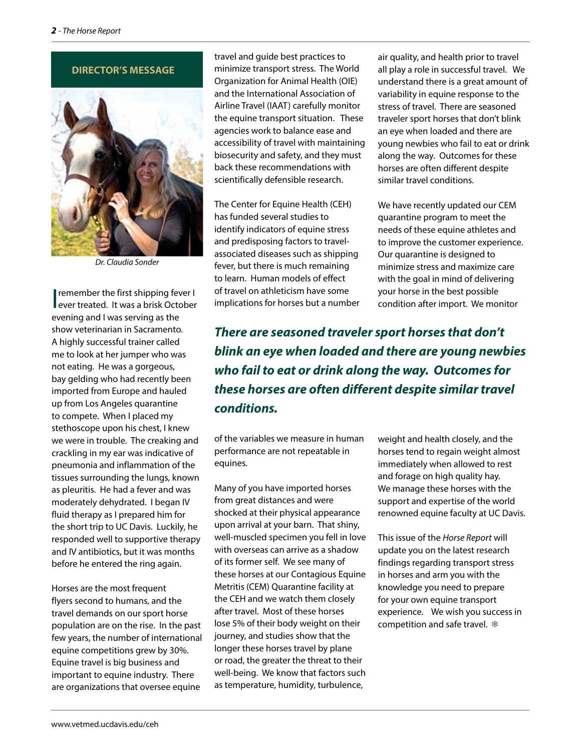## DIRECTOR'S MESSAGE

*Dr. Claudia Sonder*

I remember the first shipping fever I ever treated. It was a brisk October evening and I was serving as the show veterinarian in Sacramento. A highly successful trainer called me to look at her jumper who was not eating. He was a gorgeous, bay gelding who had recently been imported from Europe and hauled up from Los Angeles quarantine to compete. When I placed my stethoscope upon his chest, I knew we were in trouble. The creaking and crackling in my ear was indicative of pneumonia and inflammation of the tissues surrounding the lungs, known as pleuritis. He had a fever and was moderately dehydrated. I began IV fluid therapy as I prepared him for the short trip to UC Davis. Luckily, he responded well to supportive therapy and IV antibiotics, but it was months before he entered the ring again.

Horses are the most frequent flyers second to humans, and the travel demands on our sport horse population are on the rise. In the past few years, the number of international equine competitions grew by 30%. Equine travel is big business and important to equine industry. There are organizations that oversee equine travel and guide best practices to minimize transport stress. The World Organization for Animal Health (OIE) and the International Association of Airline Travel (IAAT) carefully monitor the equine transport situation. These agencies work to balance ease and accessibility of travel with maintaining biosecurity and safety, and they must back these recommendations with scientifically defensible research.

The Center for Equine Health (CEH) has funded several studies to identify indicators of equine stress and predisposing factors to travel-associated diseases such as shipping fever, but there is much remaining to learn. Human models of effect of travel on athleticism have some implications for horses but a number of the variables we measure in human performance are not repeatable in equines.

Many of you have imported horses from great distances and were shocked at their physical appearance upon arrival at your barn. That shiny, well-muscled specimen you fell in love with overseas can arrive as a shadow of its former self. We see many of these horses at our Contagious Equine Metritis (CEM) Quarantine facility at the CEH and we watch them closely after travel. Most of these horses lose 5% of their body weight on their journey, and studies show that the longer these horses travel by plane or road, the greater the threat to their well-being. We know that factors such as temperature, humidity, turbulence, air quality, and health prior to travel all play a role in successful travel. We understand there is a great amount of variability in equine response to the stress of travel. There are seasoned traveler sport horses that don't blink an eye when loaded and there are young newbies who fail to eat or drink along the way. Outcomes for these horses are often different despite similar travel conditions.

***There are seasoned traveler sport horses that don't blink an eye when loaded and there are young newbies who fail to eat or drink along the way. Outcomes for these horses are often different despite similar travel conditions.***

We have recently updated our CEM quarantine program to meet the needs of these equine athletes and to improve the customer experience. Our quarantine is designed to minimize stress and maximize care with the goal in mind of delivering your horse in the best possible condition after import. We monitor weight and health closely, and the horses tend to regain weight almost immediately when allowed to rest and forage on high quality hay. We manage these horses with the support and expertise of the world renowned equine faculty at UC Davis.

This issue of the *Horse Report* will update you on the latest research findings regarding transport stress in horses and arm you with the knowledge you need to prepare for your own equine transport experience. We wish you success in competition and safe travel. ❄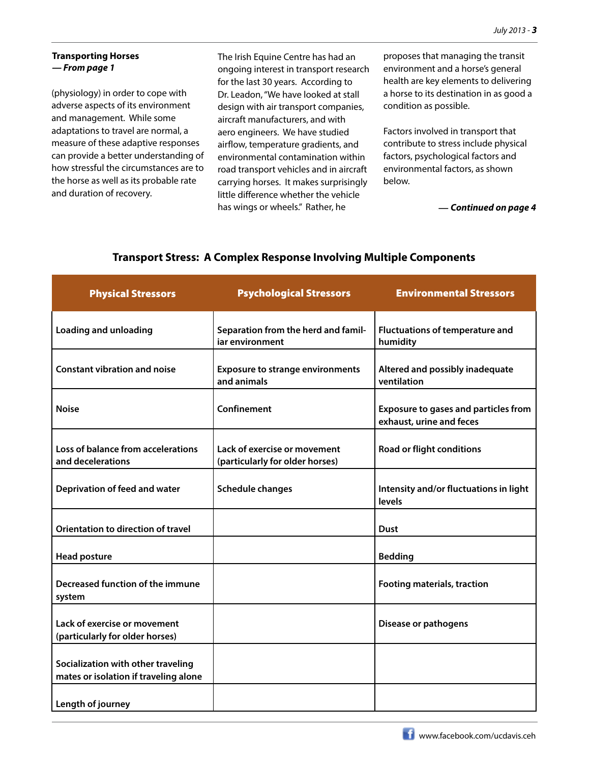**Transporting Horses**
***— From page 1***

(physiology) in order to cope with adverse aspects of its environment and management. While some adaptations to travel are normal, a measure of these adaptive responses can provide a better understanding of how stressful the circumstances are to the horse as well as its probable rate and duration of recovery.

The Irish Equine Centre has had an ongoing interest in transport research for the last 30 years. According to Dr. Leadon, "We have looked at stall design with air transport companies, aircraft manufacturers, and with aero engineers. We have studied airflow, temperature gradients, and environmental contamination within road transport vehicles and in aircraft carrying horses. It makes surprisingly little difference whether the vehicle has wings or wheels." Rather, he proposes that managing the transit environment and a horse's general health are key elements to delivering a horse to its destination in as good a condition as possible.

Factors involved in transport that contribute to stress include physical factors, psychological factors and environmental factors, as shown below.

***— Continued on page 4***

**Transport Stress: A Complex Response Involving Multiple Components**

| Physical Stressors | Psychological Stressors | Environmental Stressors |
|---|---|---|
| Loading and unloading | Separation from the herd and familiar environment | Fluctuations of temperature and humidity |
| Constant vibration and noise | Exposure to strange environments and animals | Altered and possibly inadequate ventilation |
| Noise | Confinement | Exposure to gases and particles from exhaust, urine and feces |
| Loss of balance from accelerations and decelerations | Lack of exercise or movement (particularly for older horses) | Road or flight conditions |
| Deprivation of feed and water | Schedule changes | Intensity and/or fluctuations in light levels |
| Orientation to direction of travel | | Dust |
| Head posture | | Bedding |
| Decreased function of the immune system | | Footing materials, traction |
| Lack of exercise or movement (particularly for older horses) | | Disease or pathogens |
| Socialization with other traveling mates or isolation if traveling alone | | |
| Length of journey | | |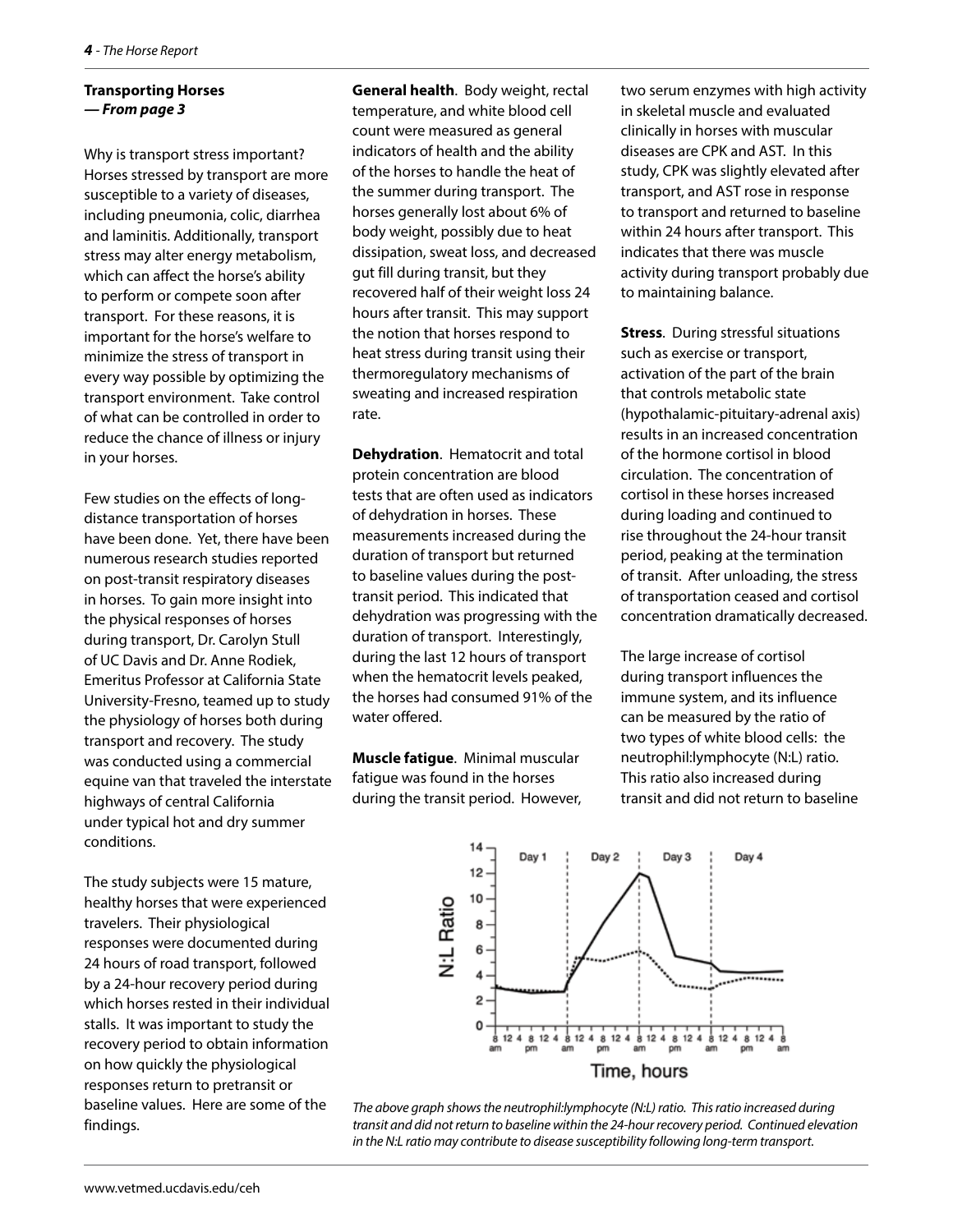**Transporting Horses**
***— From page 3***

Why is transport stress important? Horses stressed by transport are more susceptible to a variety of diseases, including pneumonia, colic, diarrhea and laminitis. Additionally, transport stress may alter energy metabolism, which can affect the horse's ability to perform or compete soon after transport. For these reasons, it is important for the horse's welfare to minimize the stress of transport in every way possible by optimizing the transport environment. Take control of what can be controlled in order to reduce the chance of illness or injury in your horses.

Few studies on the effects of long-distance transportation of horses have been done. Yet, there have been numerous research studies reported on post-transit respiratory diseases in horses. To gain more insight into the physical responses of horses during transport, Dr. Carolyn Stull of UC Davis and Dr. Anne Rodiek, Emeritus Professor at California State University-Fresno, teamed up to study the physiology of horses both during transport and recovery. The study was conducted using a commercial equine van that traveled the interstate highways of central California under typical hot and dry summer conditions.

The study subjects were 15 mature, healthy horses that were experienced travelers. Their physiological responses were documented during 24 hours of road transport, followed by a 24-hour recovery period during which horses rested in their individual stalls. It was important to study the recovery period to obtain information on how quickly the physiological responses return to pretransit or baseline values. Here are some of the findings.

**General health**. Body weight, rectal temperature, and white blood cell count were measured as general indicators of health and the ability of the horses to handle the heat of the summer during transport. The horses generally lost about 6% of body weight, possibly due to heat dissipation, sweat loss, and decreased gut fill during transit, but they recovered half of their weight loss 24 hours after transit. This may support the notion that horses respond to heat stress during transit using their thermoregulatory mechanisms of sweating and increased respiration rate.

**Dehydration**. Hematocrit and total protein concentration are blood tests that are often used as indicators of dehydration in horses. These measurements increased during the duration of transport but returned to baseline values during the post-transit period. This indicated that dehydration was progressing with the duration of transport. Interestingly, during the last 12 hours of transport when the hematocrit levels peaked, the horses had consumed 91% of the water offered.

**Muscle fatigue**. Minimal muscular fatigue was found in the horses during the transit period. However, two serum enzymes with high activity in skeletal muscle and evaluated clinically in horses with muscular diseases are CPK and AST. In this study, CPK was slightly elevated after transport, and AST rose in response to transport and returned to baseline within 24 hours after transport. This indicates that there was muscle activity during transport probably due to maintaining balance.

**Stress**. During stressful situations such as exercise or transport, activation of the part of the brain that controls metabolic state (hypothalamic-pituitary-adrenal axis) results in an increased concentration of the hormone cortisol in blood circulation. The concentration of cortisol in these horses increased during loading and continued to rise throughout the 24-hour transit period, peaking at the termination of transit. After unloading, the stress of transportation ceased and cortisol concentration dramatically decreased.

The large increase of cortisol during transport influences the immune system, and its influence can be measured by the ratio of two types of white blood cells: the neutrophil:lymphocyte (N:L) ratio. This ratio also increased during transit and did not return to baseline

*The above graph shows the neutrophil:lymphocyte (N:L) ratio. This ratio increased during transit and did not return to baseline within the 24-hour recovery period. Continued elevation in the N:L ratio may contribute to disease susceptibility following long-term transport.*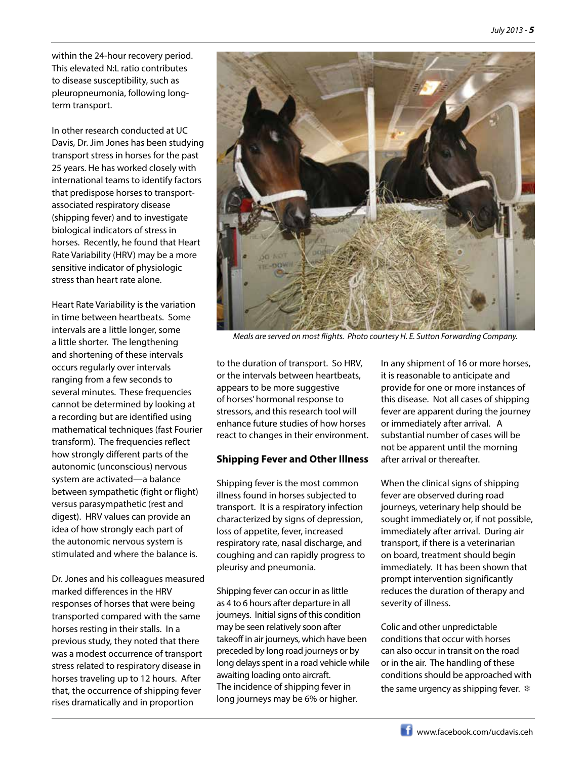within the 24-hour recovery period. This elevated N:L ratio contributes to disease susceptibility, such as pleuropneumonia, following long-term transport.

In other research conducted at UC Davis, Dr. Jim Jones has been studying transport stress in horses for the past 25 years. He has worked closely with international teams to identify factors that predispose horses to transport-associated respiratory disease (shipping fever) and to investigate biological indicators of stress in horses. Recently, he found that Heart Rate Variability (HRV) may be a more sensitive indicator of physiologic stress than heart rate alone.

Heart Rate Variability is the variation in time between heartbeats. Some intervals are a little longer, some a little shorter. The lengthening and shortening of these intervals occurs regularly over intervals ranging from a few seconds to several minutes. These frequencies cannot be determined by looking at a recording but are identified using mathematical techniques (fast Fourier transform). The frequencies reflect how strongly different parts of the autonomic (unconscious) nervous system are activated—a balance between sympathetic (fight or flight) versus parasympathetic (rest and digest). HRV values can provide an idea of how strongly each part of the autonomic nervous system is stimulated and where the balance is.

Dr. Jones and his colleagues measured marked differences in the HRV responses of horses that were being transported compared with the same horses resting in their stalls. In a previous study, they noted that there was a modest occurrence of transport stress related to respiratory disease in horses traveling up to 12 hours. After that, the occurrence of shipping fever rises dramatically and in proportion to the duration of transport. So HRV, or the intervals between heartbeats, appears to be more suggestive of horses' hormonal response to stressors, and this research tool will enhance future studies of how horses react to changes in their environment.

*Meals are served on most flights. Photo courtesy H. E. Sutton Forwarding Company.*

## Shipping Fever and Other Illness

Shipping fever is the most common illness found in horses subjected to transport. It is a respiratory infection characterized by signs of depression, loss of appetite, fever, increased respiratory rate, nasal discharge, and coughing and can rapidly progress to pleurisy and pneumonia.

Shipping fever can occur in as little as 4 to 6 hours after departure in all journeys. Initial signs of this condition may be seen relatively soon after takeoff in air journeys, which have been preceded by long road journeys or by long delays spent in a road vehicle while awaiting loading onto aircraft. The incidence of shipping fever in long journeys may be 6% or higher.

In any shipment of 16 or more horses, it is reasonable to anticipate and provide for one or more instances of this disease. Not all cases of shipping fever are apparent during the journey or immediately after arrival. A substantial number of cases will be not be apparent until the morning after arrival or thereafter.

When the clinical signs of shipping fever are observed during road journeys, veterinary help should be sought immediately or, if not possible, immediately after arrival. During air transport, if there is a veterinarian on board, treatment should begin immediately. It has been shown that prompt intervention significantly reduces the duration of therapy and severity of illness.

Colic and other unpredictable conditions that occur with horses can also occur in transit on the road or in the air. The handling of these conditions should be approached with the same urgency as shipping fever. ❄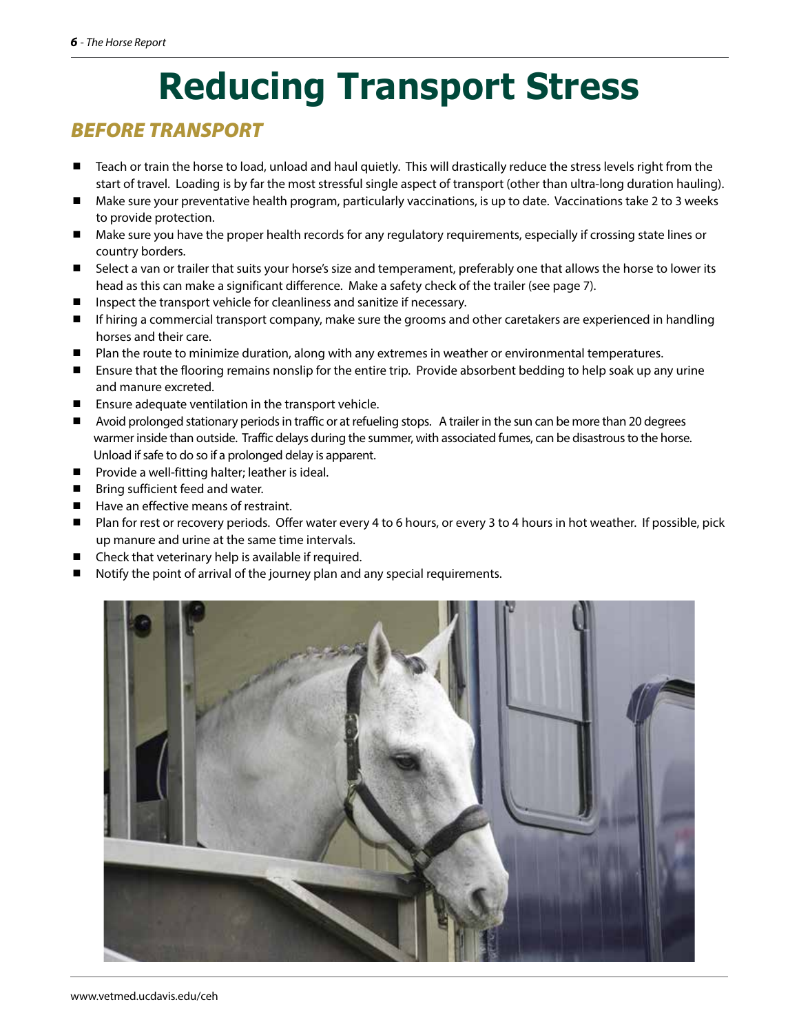# Reducing Transport Stress

## *BEFORE TRANSPORT*

- Teach or train the horse to load, unload and haul quietly. This will drastically reduce the stress levels right from the start of travel. Loading is by far the most stressful single aspect of transport (other than ultra-long duration hauling).
- Make sure your preventative health program, particularly vaccinations, is up to date. Vaccinations take 2 to 3 weeks to provide protection.
- Make sure you have the proper health records for any regulatory requirements, especially if crossing state lines or country borders.
- Select a van or trailer that suits your horse's size and temperament, preferably one that allows the horse to lower its head as this can make a significant difference. Make a safety check of the trailer (see page 7).
- Inspect the transport vehicle for cleanliness and sanitize if necessary.
- If hiring a commercial transport company, make sure the grooms and other caretakers are experienced in handling horses and their care.
- Plan the route to minimize duration, along with any extremes in weather or environmental temperatures.
- Ensure that the flooring remains nonslip for the entire trip. Provide absorbent bedding to help soak up any urine and manure excreted.
- Ensure adequate ventilation in the transport vehicle.
- Avoid prolonged stationary periods in traffic or at refueling stops. A trailer in the sun can be more than 20 degrees warmer inside than outside. Traffic delays during the summer, with associated fumes, can be disastrous to the horse. Unload if safe to do so if a prolonged delay is apparent.
- Provide a well-fitting halter; leather is ideal.
- Bring sufficient feed and water.
- Have an effective means of restraint.
- Plan for rest or recovery periods. Offer water every 4 to 6 hours, or every 3 to 4 hours in hot weather. If possible, pick up manure and urine at the same time intervals.
- Check that veterinary help is available if required.
- Notify the point of arrival of the journey plan and any special requirements.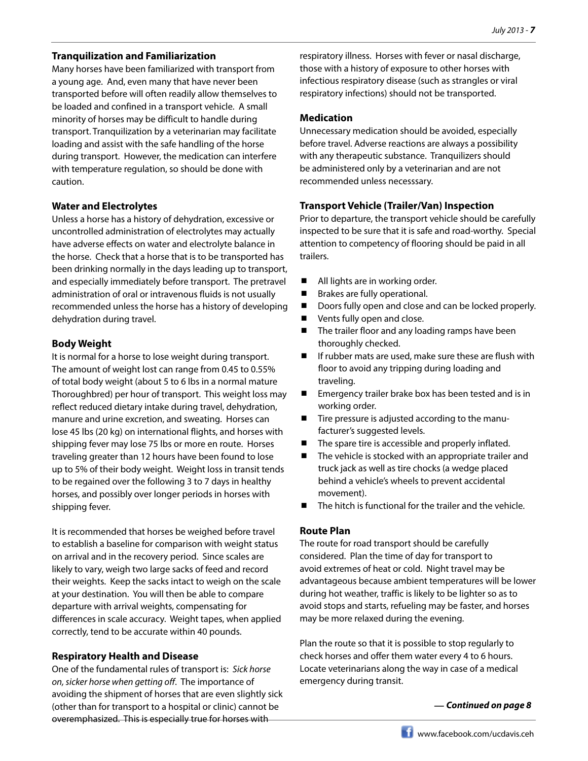### Tranquilization and Familiarization

Many horses have been familiarized with transport from a young age. And, even many that have never been transported before will often readily allow themselves to be loaded and confined in a transport vehicle. A small minority of horses may be difficult to handle during transport. Tranquilization by a veterinarian may facilitate loading and assist with the safe handling of the horse during transport. However, the medication can interfere with temperature regulation, so should be done with caution.

### Water and Electrolytes

Unless a horse has a history of dehydration, excessive or uncontrolled administration of electrolytes may actually have adverse effects on water and electrolyte balance in the horse. Check that a horse that is to be transported has been drinking normally in the days leading up to transport, and especially immediately before transport. The pretravel administration of oral or intravenous fluids is not usually recommended unless the horse has a history of developing dehydration during travel.

### Body Weight

It is normal for a horse to lose weight during transport. The amount of weight lost can range from 0.45 to 0.55% of total body weight (about 5 to 6 lbs in a normal mature Thoroughbred) per hour of transport. This weight loss may reflect reduced dietary intake during travel, dehydration, manure and urine excretion, and sweating. Horses can lose 45 lbs (20 kg) on international flights, and horses with shipping fever may lose 75 lbs or more en route. Horses traveling greater than 12 hours have been found to lose up to 5% of their body weight. Weight loss in transit tends to be regained over the following 3 to 7 days in healthy horses, and possibly over longer periods in horses with shipping fever.

It is recommended that horses be weighed before travel to establish a baseline for comparison with weight status on arrival and in the recovery period. Since scales are likely to vary, weigh two large sacks of feed and record their weights. Keep the sacks intact to weigh on the scale at your destination. You will then be able to compare departure with arrival weights, compensating for differences in scale accuracy. Weight tapes, when applied correctly, tend to be accurate within 40 pounds.

### Respiratory Health and Disease

One of the fundamental rules of transport is: *Sick horse on, sicker horse when getting off*. The importance of avoiding the shipment of horses that are even slightly sick (other than for transport to a hospital or clinic) cannot be overemphasized. This is especially true for horses with respiratory illness. Horses with fever or nasal discharge, those with a history of exposure to other horses with infectious respiratory disease (such as strangles or viral respiratory infections) should not be transported.

### Medication

Unnecessary medication should be avoided, especially before travel. Adverse reactions are always a possibility with any therapeutic substance. Tranquilizers should be administered only by a veterinarian and are not recommended unless necesssary.

### Transport Vehicle (Trailer/Van) Inspection

Prior to departure, the transport vehicle should be carefully inspected to be sure that it is safe and road-worthy. Special attention to competency of flooring should be paid in all trailers.

- All lights are in working order.
- Brakes are fully operational.
- Doors fully open and close and can be locked properly.
- Vents fully open and close.
- The trailer floor and any loading ramps have been thoroughly checked.
- If rubber mats are used, make sure these are flush with floor to avoid any tripping during loading and traveling.
- Emergency trailer brake box has been tested and is in working order.
- Tire pressure is adjusted according to the manufacturer's suggested levels.
- The spare tire is accessible and properly inflated.
- The vehicle is stocked with an appropriate trailer and truck jack as well as tire chocks (a wedge placed behind a vehicle's wheels to prevent accidental movement).
- The hitch is functional for the trailer and the vehicle.

### Route Plan

The route for road transport should be carefully considered. Plan the time of day for transport to avoid extremes of heat or cold. Night travel may be advantageous because ambient temperatures will be lower during hot weather, traffic is likely to be lighter so as to avoid stops and starts, refueling may be faster, and horses may be more relaxed during the evening.

Plan the route so that it is possible to stop regularly to check horses and offer them water every 4 to 6 hours. Locate veterinarians along the way in case of a medical emergency during transit.

***— Continued on page 8***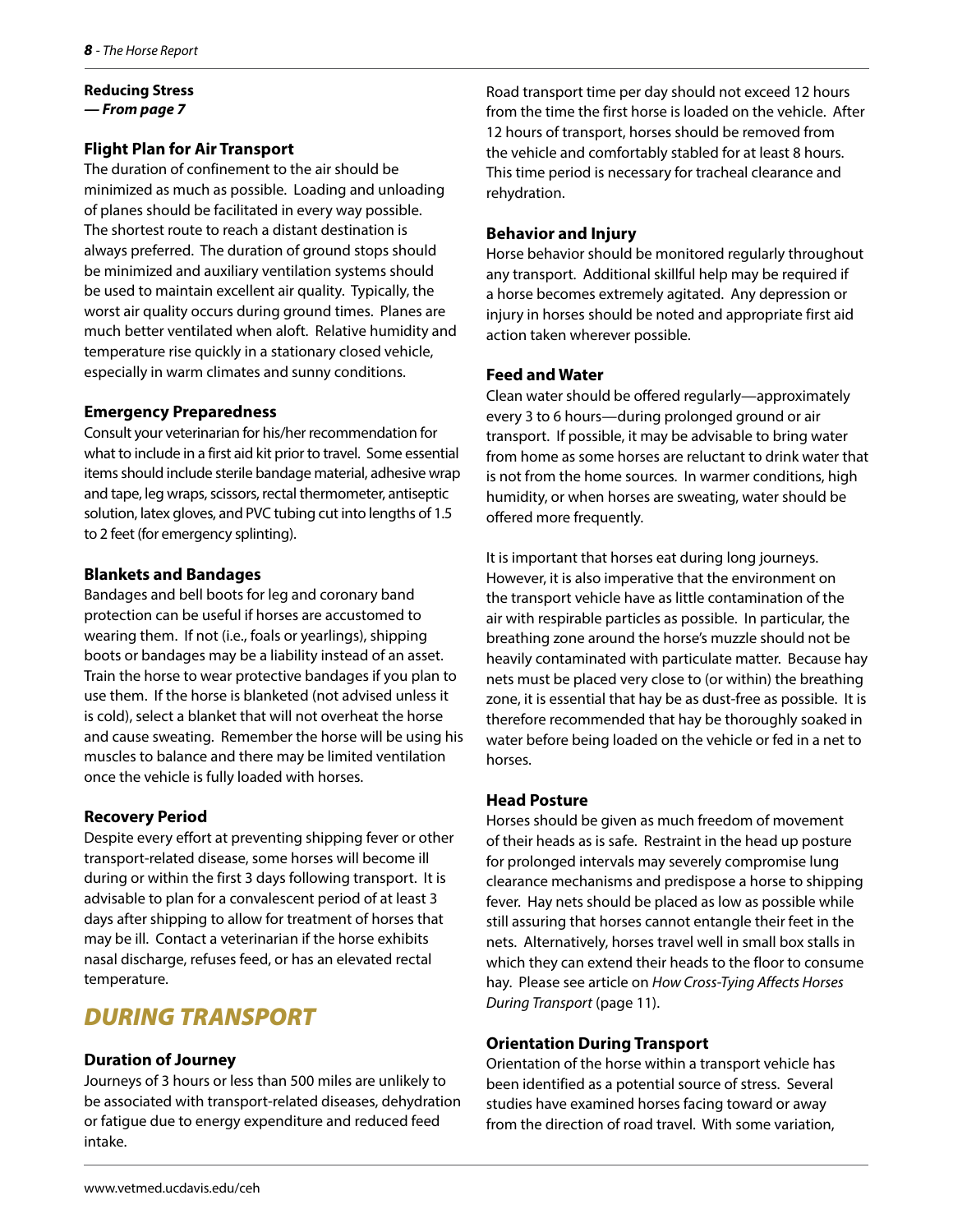**Reducing Stress**
***— From page 7***

### Flight Plan for Air Transport

The duration of confinement to the air should be minimized as much as possible. Loading and unloading of planes should be facilitated in every way possible. The shortest route to reach a distant destination is always preferred. The duration of ground stops should be minimized and auxiliary ventilation systems should be used to maintain excellent air quality. Typically, the worst air quality occurs during ground times. Planes are much better ventilated when aloft. Relative humidity and temperature rise quickly in a stationary closed vehicle, especially in warm climates and sunny conditions.

### Emergency Preparedness

Consult your veterinarian for his/her recommendation for what to include in a first aid kit prior to travel. Some essential items should include sterile bandage material, adhesive wrap and tape, leg wraps, scissors, rectal thermometer, antiseptic solution, latex gloves, and PVC tubing cut into lengths of 1.5 to 2 feet (for emergency splinting).

### Blankets and Bandages

Bandages and bell boots for leg and coronary band protection can be useful if horses are accustomed to wearing them. If not (i.e., foals or yearlings), shipping boots or bandages may be a liability instead of an asset. Train the horse to wear protective bandages if you plan to use them. If the horse is blanketed (not advised unless it is cold), select a blanket that will not overheat the horse and cause sweating. Remember the horse will be using his muscles to balance and there may be limited ventilation once the vehicle is fully loaded with horses.

### Recovery Period

Despite every effort at preventing shipping fever or other transport-related disease, some horses will become ill during or within the first 3 days following transport. It is advisable to plan for a convalescent period of at least 3 days after shipping to allow for treatment of horses that may be ill. Contact a veterinarian if the horse exhibits nasal discharge, refuses feed, or has an elevated rectal temperature.

## *DURING TRANSPORT*

### Duration of Journey

Journeys of 3 hours or less than 500 miles are unlikely to be associated with transport-related diseases, dehydration or fatigue due to energy expenditure and reduced feed intake.

Road transport time per day should not exceed 12 hours from the time the first horse is loaded on the vehicle. After 12 hours of transport, horses should be removed from the vehicle and comfortably stabled for at least 8 hours. This time period is necessary for tracheal clearance and rehydration.

### Behavior and Injury

Horse behavior should be monitored regularly throughout any transport. Additional skillful help may be required if a horse becomes extremely agitated. Any depression or injury in horses should be noted and appropriate first aid action taken wherever possible.

### Feed and Water

Clean water should be offered regularly—approximately every 3 to 6 hours—during prolonged ground or air transport. If possible, it may be advisable to bring water from home as some horses are reluctant to drink water that is not from the home sources. In warmer conditions, high humidity, or when horses are sweating, water should be offered more frequently.

It is important that horses eat during long journeys. However, it is also imperative that the environment on the transport vehicle have as little contamination of the air with respirable particles as possible. In particular, the breathing zone around the horse's muzzle should not be heavily contaminated with particulate matter. Because hay nets must be placed very close to (or within) the breathing zone, it is essential that hay be as dust-free as possible. It is therefore recommended that hay be thoroughly soaked in water before being loaded on the vehicle or fed in a net to horses.

### Head Posture

Horses should be given as much freedom of movement of their heads as is safe. Restraint in the head up posture for prolonged intervals may severely compromise lung clearance mechanisms and predispose a horse to shipping fever. Hay nets should be placed as low as possible while still assuring that horses cannot entangle their feet in the nets. Alternatively, horses travel well in small box stalls in which they can extend their heads to the floor to consume hay. Please see article on *How Cross-Tying Affects Horses During Transport* (page 11).

### Orientation During Transport

Orientation of the horse within a transport vehicle has been identified as a potential source of stress. Several studies have examined horses facing toward or away from the direction of road travel. With some variation,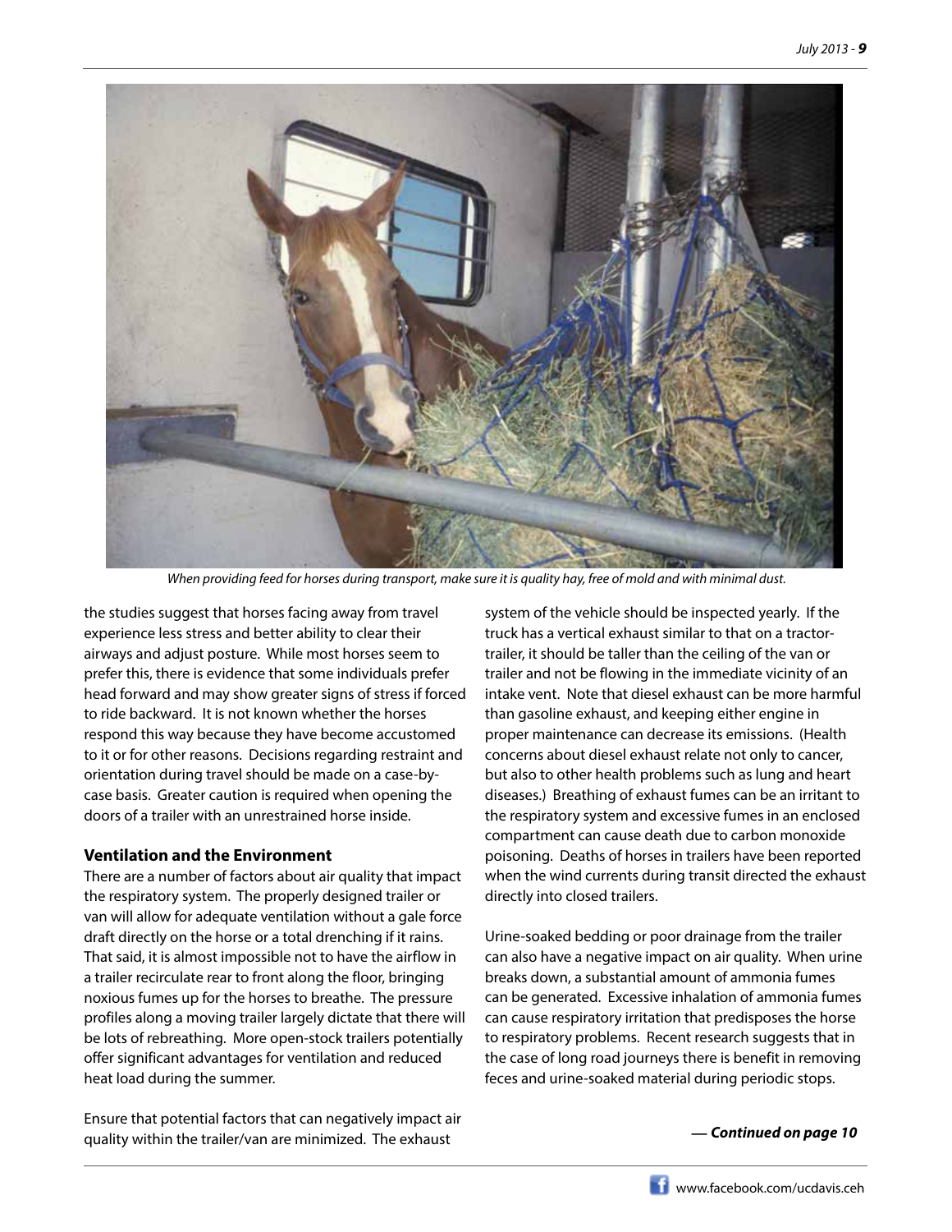*When providing feed for horses during transport, make sure it is quality hay, free of mold and with minimal dust.*

the studies suggest that horses facing away from travel experience less stress and better ability to clear their airways and adjust posture. While most horses seem to prefer this, there is evidence that some individuals prefer head forward and may show greater signs of stress if forced to ride backward. It is not known whether the horses respond this way because they have become accustomed to it or for other reasons. Decisions regarding restraint and orientation during travel should be made on a case-by-case basis. Greater caution is required when opening the doors of a trailer with an unrestrained horse inside.

### Ventilation and the Environment

There are a number of factors about air quality that impact the respiratory system. The properly designed trailer or van will allow for adequate ventilation without a gale force draft directly on the horse or a total drenching if it rains. That said, it is almost impossible not to have the airflow in a trailer recirculate rear to front along the floor, bringing noxious fumes up for the horses to breathe. The pressure profiles along a moving trailer largely dictate that there will be lots of rebreathing. More open-stock trailers potentially offer significant advantages for ventilation and reduced heat load during the summer.

Ensure that potential factors that can negatively impact air quality within the trailer/van are minimized. The exhaust system of the vehicle should be inspected yearly. If the truck has a vertical exhaust similar to that on a tractor-trailer, it should be taller than the ceiling of the van or trailer and not be flowing in the immediate vicinity of an intake vent. Note that diesel exhaust can be more harmful than gasoline exhaust, and keeping either engine in proper maintenance can decrease its emissions. (Health concerns about diesel exhaust relate not only to cancer, but also to other health problems such as lung and heart diseases.) Breathing of exhaust fumes can be an irritant to the respiratory system and excessive fumes in an enclosed compartment can cause death due to carbon monoxide poisoning. Deaths of horses in trailers have been reported when the wind currents during transit directed the exhaust directly into closed trailers.

Urine-soaked bedding or poor drainage from the trailer can also have a negative impact on air quality. When urine breaks down, a substantial amount of ammonia fumes can be generated. Excessive inhalation of ammonia fumes can cause respiratory irritation that predisposes the horse to respiratory problems. Recent research suggests that in the case of long road journeys there is benefit in removing feces and urine-soaked material during periodic stops.

***— Continued on page 10***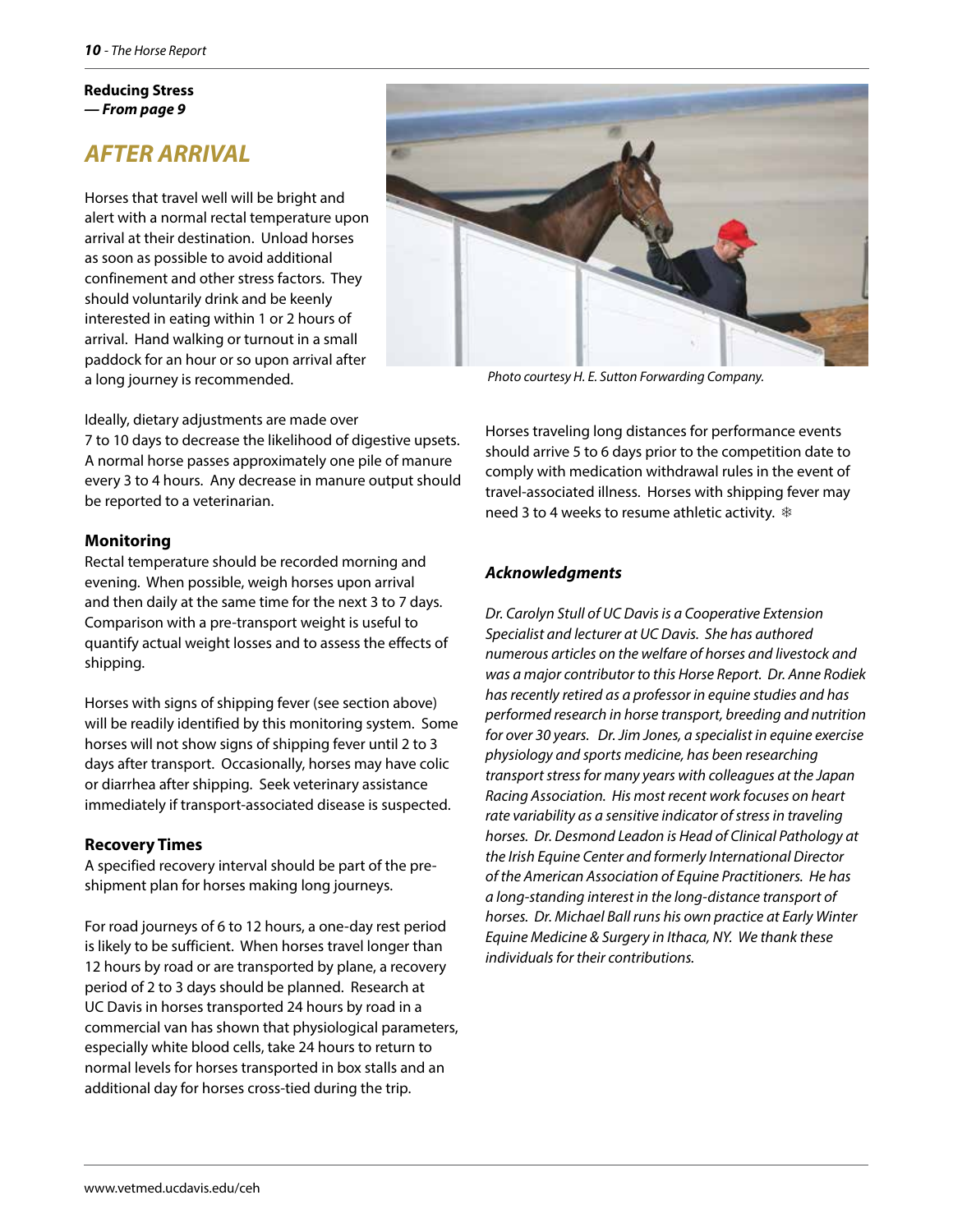**Reducing Stress**
***— From page 9***

## *AFTER ARRIVAL*

Horses that travel well will be bright and alert with a normal rectal temperature upon arrival at their destination. Unload horses as soon as possible to avoid additional confinement and other stress factors. They should voluntarily drink and be keenly interested in eating within 1 or 2 hours of arrival. Hand walking or turnout in a small paddock for an hour or so upon arrival after a long journey is recommended.

*Photo courtesy H. E. Sutton Forwarding Company.*

Ideally, dietary adjustments are made over 7 to 10 days to decrease the likelihood of digestive upsets. A normal horse passes approximately one pile of manure every 3 to 4 hours. Any decrease in manure output should be reported to a veterinarian.

### Monitoring

Rectal temperature should be recorded morning and evening. When possible, weigh horses upon arrival and then daily at the same time for the next 3 to 7 days. Comparison with a pre-transport weight is useful to quantify actual weight losses and to assess the effects of shipping.

Horses with signs of shipping fever (see section above) will be readily identified by this monitoring system. Some horses will not show signs of shipping fever until 2 to 3 days after transport. Occasionally, horses may have colic or diarrhea after shipping. Seek veterinary assistance immediately if transport-associated disease is suspected.

### Recovery Times

A specified recovery interval should be part of the pre-shipment plan for horses making long journeys.

For road journeys of 6 to 12 hours, a one-day rest period is likely to be sufficient. When horses travel longer than 12 hours by road or are transported by plane, a recovery period of 2 to 3 days should be planned. Research at UC Davis in horses transported 24 hours by road in a commercial van has shown that physiological parameters, especially white blood cells, take 24 hours to return to normal levels for horses transported in box stalls and an additional day for horses cross-tied during the trip.

Horses traveling long distances for performance events should arrive 5 to 6 days prior to the competition date to comply with medication withdrawal rules in the event of travel-associated illness. Horses with shipping fever may need 3 to 4 weeks to resume athletic activity. ❄

### *Acknowledgments*

*Dr. Carolyn Stull of UC Davis is a Cooperative Extension Specialist and lecturer at UC Davis. She has authored numerous articles on the welfare of horses and livestock and was a major contributor to this Horse Report. Dr. Anne Rodiek has recently retired as a professor in equine studies and has performed research in horse transport, breeding and nutrition for over 30 years. Dr. Jim Jones, a specialist in equine exercise physiology and sports medicine, has been researching transport stress for many years with colleagues at the Japan Racing Association. His most recent work focuses on heart rate variability as a sensitive indicator of stress in traveling horses. Dr. Desmond Leadon is Head of Clinical Pathology at the Irish Equine Center and formerly International Director of the American Association of Equine Practitioners. He has a long-standing interest in the long-distance transport of horses. Dr. Michael Ball runs his own practice at Early Winter Equine Medicine & Surgery in Ithaca, NY. We thank these individuals for their contributions.*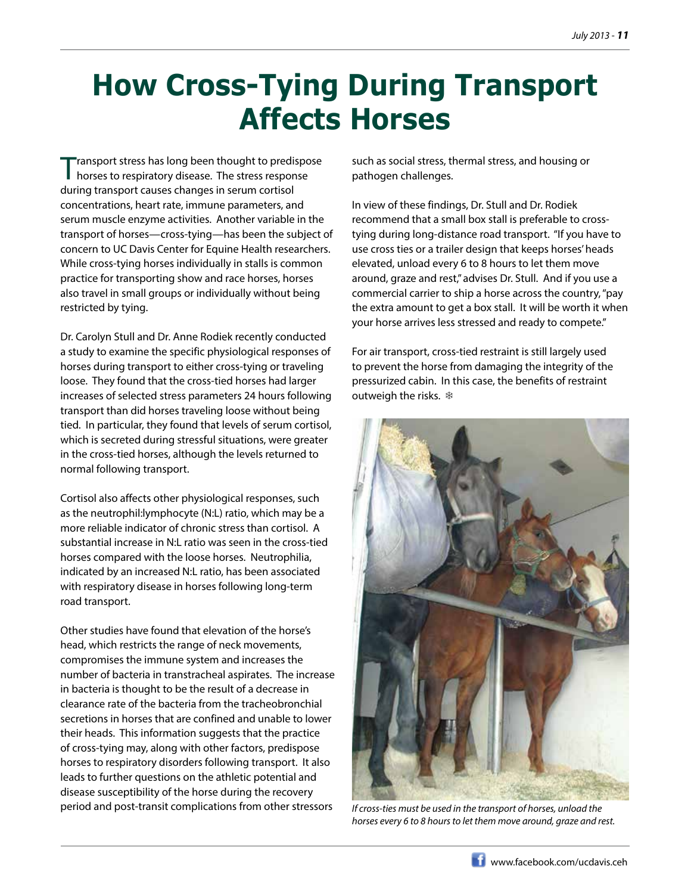# How Cross-Tying During Transport Affects Horses

Transport stress has long been thought to predispose horses to respiratory disease. The stress response during transport causes changes in serum cortisol concentrations, heart rate, immune parameters, and serum muscle enzyme activities. Another variable in the transport of horses—cross-tying—has been the subject of concern to UC Davis Center for Equine Health researchers. While cross-tying horses individually in stalls is common practice for transporting show and race horses, horses also travel in small groups or individually without being restricted by tying.

Dr. Carolyn Stull and Dr. Anne Rodiek recently conducted a study to examine the specific physiological responses of horses during transport to either cross-tying or traveling loose. They found that the cross-tied horses had larger increases of selected stress parameters 24 hours following transport than did horses traveling loose without being tied. In particular, they found that levels of serum cortisol, which is secreted during stressful situations, were greater in the cross-tied horses, although the levels returned to normal following transport.

Cortisol also affects other physiological responses, such as the neutrophil:lymphocyte (N:L) ratio, which may be a more reliable indicator of chronic stress than cortisol. A substantial increase in N:L ratio was seen in the cross-tied horses compared with the loose horses. Neutrophilia, indicated by an increased N:L ratio, has been associated with respiratory disease in horses following long-term road transport.

Other studies have found that elevation of the horse's head, which restricts the range of neck movements, compromises the immune system and increases the number of bacteria in transtracheal aspirates. The increase in bacteria is thought to be the result of a decrease in clearance rate of the bacteria from the tracheobronchial secretions in horses that are confined and unable to lower their heads. This information suggests that the practice of cross-tying may, along with other factors, predispose horses to respiratory disorders following transport. It also leads to further questions on the athletic potential and disease susceptibility of the horse during the recovery period and post-transit complications from other stressors such as social stress, thermal stress, and housing or pathogen challenges.

In view of these findings, Dr. Stull and Dr. Rodiek recommend that a small box stall is preferable to cross-tying during long-distance road transport. "If you have to use cross ties or a trailer design that keeps horses' heads elevated, unload every 6 to 8 hours to let them move around, graze and rest," advises Dr. Stull. And if you use a commercial carrier to ship a horse across the country, "pay the extra amount to get a box stall. It will be worth it when your horse arrives less stressed and ready to compete."

For air transport, cross-tied restraint is still largely used to prevent the horse from damaging the integrity of the pressurized cabin. In this case, the benefits of restraint outweigh the risks. ❄

*If cross-ties must be used in the transport of horses, unload the horses every 6 to 8 hours to let them move around, graze and rest.*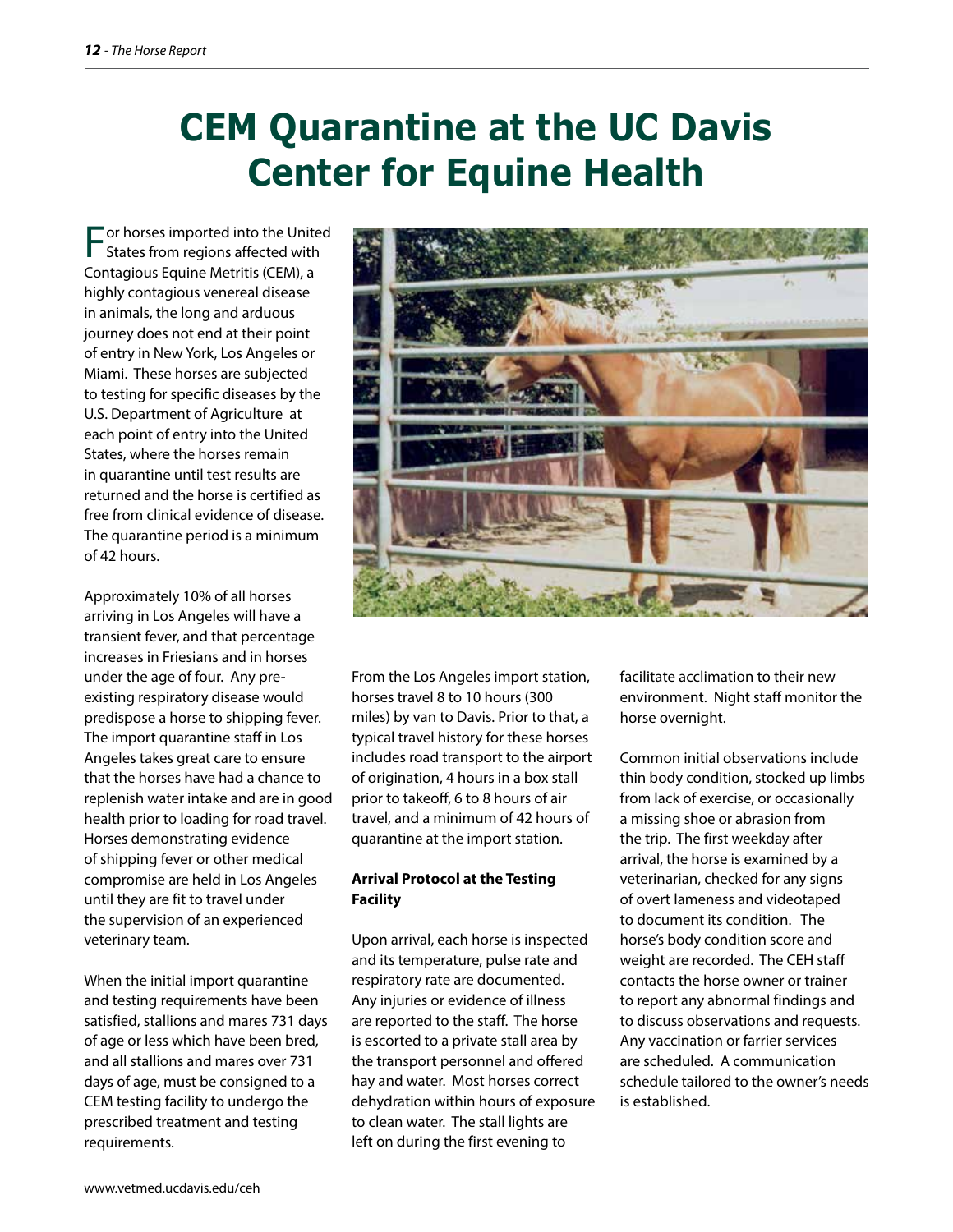# CEM Quarantine at the UC Davis Center for Equine Health

For horses imported into the United States from regions affected with Contagious Equine Metritis (CEM), a highly contagious venereal disease in animals, the long and arduous journey does not end at their point of entry in New York, Los Angeles or Miami. These horses are subjected to testing for specific diseases by the U.S. Department of Agriculture at each point of entry into the United States, where the horses remain in quarantine until test results are returned and the horse is certified as free from clinical evidence of disease. The quarantine period is a minimum of 42 hours.

Approximately 10% of all horses arriving in Los Angeles will have a transient fever, and that percentage increases in Friesians and in horses under the age of four. Any pre-existing respiratory disease would predispose a horse to shipping fever. The import quarantine staff in Los Angeles takes great care to ensure that the horses have had a chance to replenish water intake and are in good health prior to loading for road travel. Horses demonstrating evidence of shipping fever or other medical compromise are held in Los Angeles until they are fit to travel under the supervision of an experienced veterinary team.

When the initial import quarantine and testing requirements have been satisfied, stallions and mares 731 days of age or less which have been bred, and all stallions and mares over 731 days of age, must be consigned to a CEM testing facility to undergo the prescribed treatment and testing requirements.

From the Los Angeles import station, horses travel 8 to 10 hours (300 miles) by van to Davis. Prior to that, a typical travel history for these horses includes road transport to the airport of origination, 4 hours in a box stall prior to takeoff, 6 to 8 hours of air travel, and a minimum of 42 hours of quarantine at the import station.

**Arrival Protocol at the Testing Facility**

Upon arrival, each horse is inspected and its temperature, pulse rate and respiratory rate are documented. Any injuries or evidence of illness are reported to the staff. The horse is escorted to a private stall area by the transport personnel and offered hay and water. Most horses correct dehydration within hours of exposure to clean water. The stall lights are left on during the first evening to facilitate acclimation to their new environment. Night staff monitor the horse overnight.

Common initial observations include thin body condition, stocked up limbs from lack of exercise, or occasionally a missing shoe or abrasion from the trip. The first weekday after arrival, the horse is examined by a veterinarian, checked for any signs of overt lameness and videotaped to document its condition. The horse's body condition score and weight are recorded. The CEH staff contacts the horse owner or trainer to report any abnormal findings and to discuss observations and requests. Any vaccination or farrier services are scheduled. A communication schedule tailored to the owner's needs is established.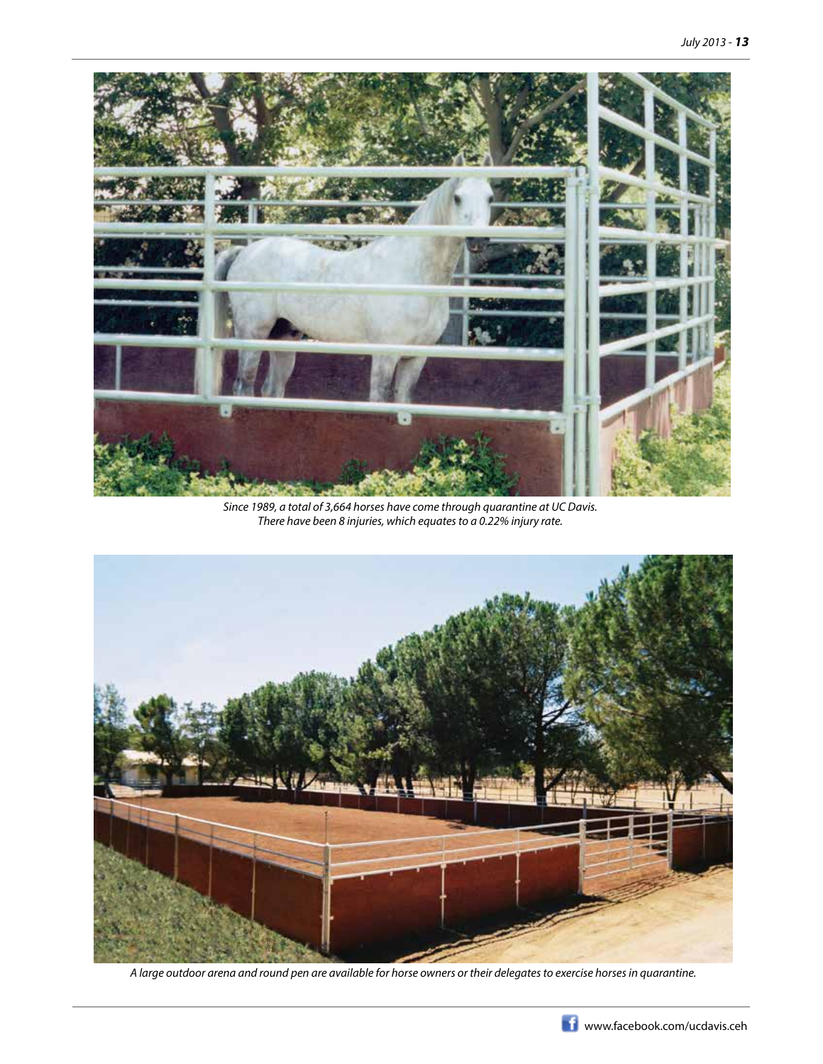*Since 1989, a total of 3,664 horses have come through quarantine at UC Davis. There have been 8 injuries, which equates to a 0.22% injury rate.*

*A large outdoor arena and round pen are available for horse owners or their delegates to exercise horses in quarantine.*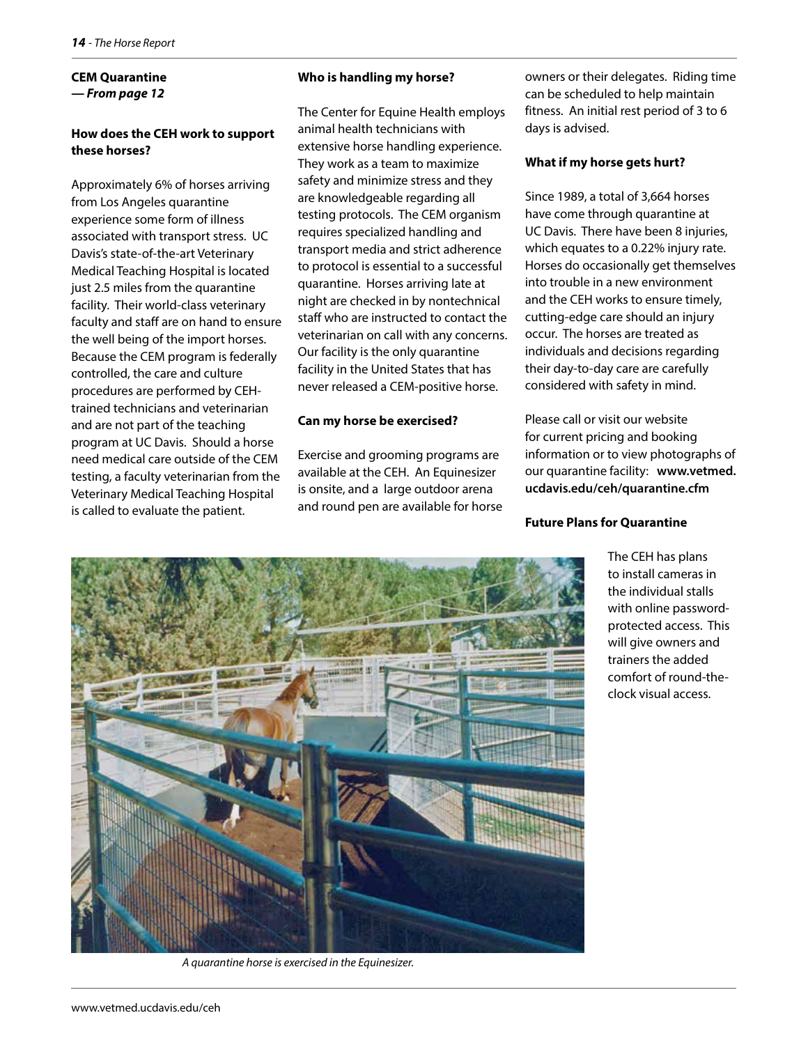**CEM Quarantine**
***— From page 12***

### How does the CEH work to support these horses?

Approximately 6% of horses arriving from Los Angeles quarantine experience some form of illness associated with transport stress. UC Davis's state-of-the-art Veterinary Medical Teaching Hospital is located just 2.5 miles from the quarantine facility. Their world-class veterinary faculty and staff are on hand to ensure the well being of the import horses. Because the CEM program is federally controlled, the care and culture procedures are performed by CEH-trained technicians and veterinarian and are not part of the teaching program at UC Davis. Should a horse need medical care outside of the CEM testing, a faculty veterinarian from the Veterinary Medical Teaching Hospital is called to evaluate the patient.

### Who is handling my horse?

The Center for Equine Health employs animal health technicians with extensive horse handling experience. They work as a team to maximize safety and minimize stress and they are knowledgeable regarding all testing protocols. The CEM organism requires specialized handling and transport media and strict adherence to protocol is essential to a successful quarantine. Horses arriving late at night are checked in by nontechnical staff who are instructed to contact the veterinarian on call with any concerns. Our facility is the only quarantine facility in the United States that has never released a CEM-positive horse.

### Can my horse be exercised?

Exercise and grooming programs are available at the CEH. An Equinesizer is onsite, and a large outdoor arena and round pen are available for horse owners or their delegates. Riding time can be scheduled to help maintain fitness. An initial rest period of 3 to 6 days is advised.

### What if my horse gets hurt?

Since 1989, a total of 3,664 horses have come through quarantine at UC Davis. There have been 8 injuries, which equates to a 0.22% injury rate. Horses do occasionally get themselves into trouble in a new environment and the CEH works to ensure timely, cutting-edge care should an injury occur. The horses are treated as individuals and decisions regarding their day-to-day care are carefully considered with safety in mind.

Please call or visit our website for current pricing and booking information or to view photographs of our quarantine facility: **www.vetmed.ucdavis.edu/ceh/quarantine.cfm**

### Future Plans for Quarantine

The CEH has plans to install cameras in the individual stalls with online password-protected access. This will give owners and trainers the added comfort of round-the-clock visual access.

*A quarantine horse is exercised in the Equinesizer.*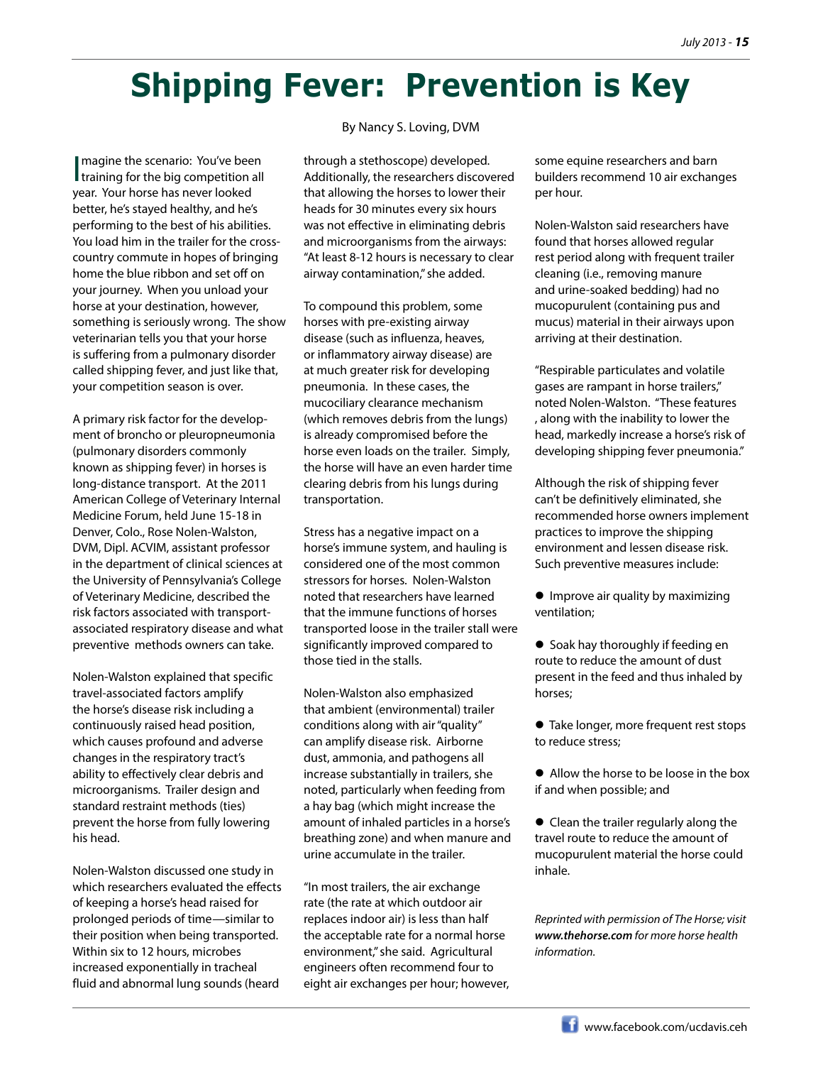# Shipping Fever: Prevention is Key

By Nancy S. Loving, DVM

Imagine the scenario: You've been training for the big competition all year. Your horse has never looked better, he's stayed healthy, and he's performing to the best of his abilities. You load him in the trailer for the cross-country commute in hopes of bringing home the blue ribbon and set off on your journey. When you unload your horse at your destination, however, something is seriously wrong. The show veterinarian tells you that your horse is suffering from a pulmonary disorder called shipping fever, and just like that, your competition season is over.

A primary risk factor for the development of broncho or pleuropneumonia (pulmonary disorders commonly known as shipping fever) in horses is long-distance transport. At the 2011 American College of Veterinary Internal Medicine Forum, held June 15-18 in Denver, Colo., Rose Nolen-Walston, DVM, Dipl. ACVIM, assistant professor in the department of clinical sciences at the University of Pennsylvania's College of Veterinary Medicine, described the risk factors associated with transport-associated respiratory disease and what preventive methods owners can take.

Nolen-Walston explained that specific travel-associated factors amplify the horse's disease risk including a continuously raised head position, which causes profound and adverse changes in the respiratory tract's ability to effectively clear debris and microorganisms. Trailer design and standard restraint methods (ties) prevent the horse from fully lowering his head.

Nolen-Walston discussed one study in which researchers evaluated the effects of keeping a horse's head raised for prolonged periods of time—similar to their position when being transported. Within six to 12 hours, microbes increased exponentially in tracheal fluid and abnormal lung sounds (heard through a stethoscope) developed. Additionally, the researchers discovered that allowing the horses to lower their heads for 30 minutes every six hours was not effective in eliminating debris and microorganisms from the airways: "At least 8-12 hours is necessary to clear airway contamination," she added.

To compound this problem, some horses with pre-existing airway disease (such as influenza, heaves, or inflammatory airway disease) are at much greater risk for developing pneumonia. In these cases, the mucociliary clearance mechanism (which removes debris from the lungs) is already compromised before the horse even loads on the trailer. Simply, the horse will have an even harder time clearing debris from his lungs during transportation.

Stress has a negative impact on a horse's immune system, and hauling is considered one of the most common stressors for horses. Nolen-Walston noted that researchers have learned that the immune functions of horses transported loose in the trailer stall were significantly improved compared to those tied in the stalls.

Nolen-Walston also emphasized that ambient (environmental) trailer conditions along with air "quality" can amplify disease risk. Airborne dust, ammonia, and pathogens all increase substantially in trailers, she noted, particularly when feeding from a hay bag (which might increase the amount of inhaled particles in a horse's breathing zone) and when manure and urine accumulate in the trailer.

"In most trailers, the air exchange rate (the rate at which outdoor air replaces indoor air) is less than half the acceptable rate for a normal horse environment," she said. Agricultural engineers often recommend four to eight air exchanges per hour; however, some equine researchers and barn builders recommend 10 air exchanges per hour.

Nolen-Walston said researchers have found that horses allowed regular rest period along with frequent trailer cleaning (i.e., removing manure and urine-soaked bedding) had no mucopurulent (containing pus and mucus) material in their airways upon arriving at their destination.

"Respirable particulates and volatile gases are rampant in horse trailers," noted Nolen-Walston. "These features , along with the inability to lower the head, markedly increase a horse's risk of developing shipping fever pneumonia."

Although the risk of shipping fever can't be definitively eliminated, she recommended horse owners implement practices to improve the shipping environment and lessen disease risk. Such preventive measures include:

- Improve air quality by maximizing ventilation;
- Soak hay thoroughly if feeding en route to reduce the amount of dust present in the feed and thus inhaled by horses;
- Take longer, more frequent rest stops to reduce stress;
- Allow the horse to be loose in the box if and when possible; and
- Clean the trailer regularly along the travel route to reduce the amount of mucopurulent material the horse could inhale.

*Reprinted with permission of The Horse; visit **www.thehorse.com** for more horse health information.*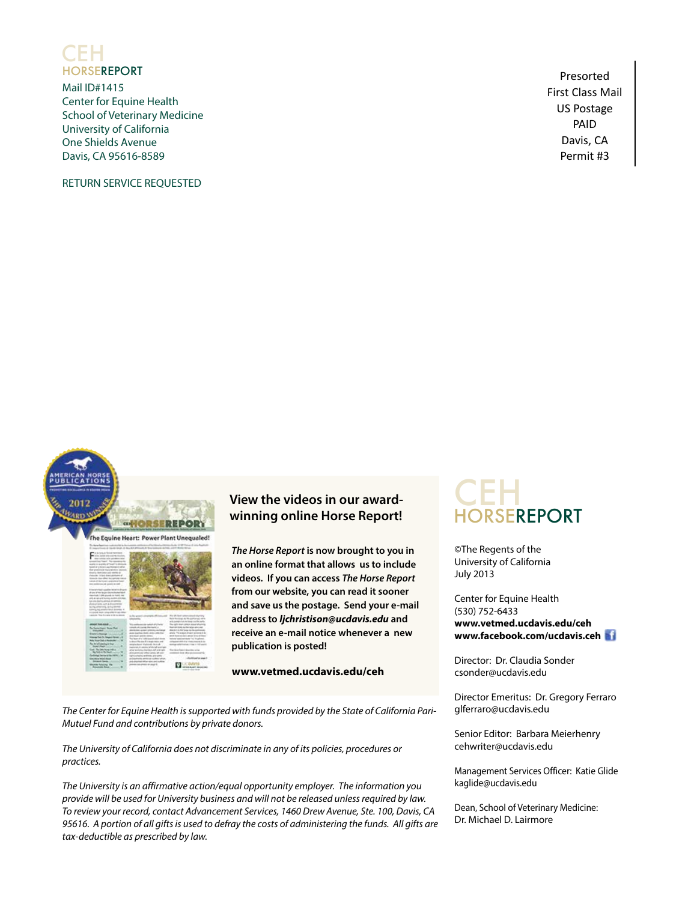CEH
HORSEREPORT

Mail ID#1415
Center for Equine Health
School of Veterinary Medicine
University of California
One Shields Avenue
Davis, CA 95616-8589

RETURN SERVICE REQUESTED

Presorted
First Class Mail
US Postage
PAID
Davis, CA
Permit #3

## View the videos in our award-winning online Horse Report!

***The Horse Report*** **is now brought to you in an online format that allows us to include videos. If you can access** ***The Horse Report*** **from our website, you can read it sooner and save us the postage. Send your e-mail address to** ***ljchristison@ucdavis.edu*** **and receive an e-mail notice whenever a new publication is posted!**

**www.vetmed.ucdavis.edu/ceh**

*The Center for Equine Health is supported with funds provided by the State of California Pari-Mutuel Fund and contributions by private donors.*

*The University of California does not discriminate in any of its policies, procedures or practices.*

*The University is an affirmative action/equal opportunity employer. The information you provide will be used for University business and will not be released unless required by law. To review your record, contact Advancement Services, 1460 Drew Avenue, Ste. 100, Davis, CA 95616. A portion of all gifts is used to defray the costs of administering the funds. All gifts are tax-deductible as prescribed by law.*

CEH
HORSEREPORT

©The Regents of the University of California
July 2013

Center for Equine Health
(530) 752-6433
**www.vetmed.ucdavis.edu/ceh**
**www.facebook.com/ucdavis.ceh**

Director: Dr. Claudia Sonder
csonder@ucdavis.edu

Director Emeritus: Dr. Gregory Ferraro
glferraro@ucdavis.edu

Senior Editor: Barbara Meierhenry
cehwriter@ucdavis.edu

Management Services Officer: Katie Glide
kaglide@ucdavis.edu

Dean, School of Veterinary Medicine:
Dr. Michael D. Lairmore